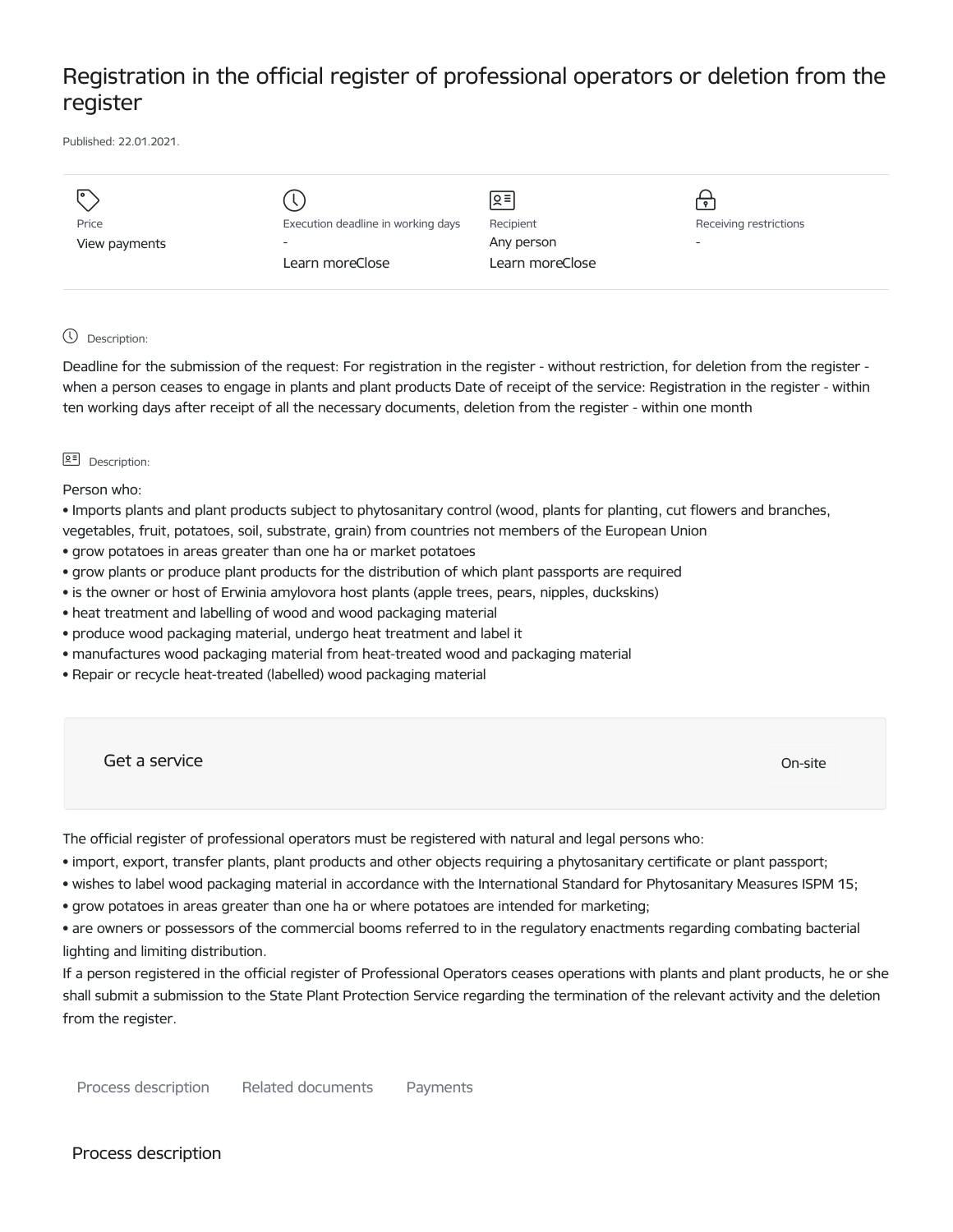# Registration in the official register of professional operators or deletion from the register

Published: 22.01.2021.

| Price | Execution deadline in working days | Recipient | Receiving restrictions |
| --- | --- | --- | --- |
| View payments | - | Any person | - |
| | Learn moreClose | Learn moreClose | |

Description:

Deadline for the submission of the request: For registration in the register - without restriction, for deletion from the register - when a person ceases to engage in plants and plant products Date of receipt of the service: Registration in the register - within ten working days after receipt of all the necessary documents, deletion from the register - within one month

Description:

Person who:

- Imports plants and plant products subject to phytosanitary control (wood, plants for planting, cut flowers and branches, vegetables, fruit, potatoes, soil, substrate, grain) from countries not members of the European Union
- grow potatoes in areas greater than one ha or market potatoes
- grow plants or produce plant products for the distribution of which plant passports are required
- is the owner or host of Erwinia amylovora host plants (apple trees, pears, nipples, duckskins)
- heat treatment and labelling of wood and wood packaging material
- produce wood packaging material, undergo heat treatment and label it
- manufactures wood packaging material from heat-treated wood and packaging material
- Repair or recycle heat-treated (labelled) wood packaging material

Get a service

On-site

The official register of professional operators must be registered with natural and legal persons who:

- import, export, transfer plants, plant products and other objects requiring a phytosanitary certificate or plant passport;
- wishes to label wood packaging material in accordance with the International Standard for Phytosanitary Measures ISPM 15;
- grow potatoes in areas greater than one ha or where potatoes are intended for marketing;
- are owners or possessors of the commercial booms referred to in the regulatory enactments regarding combating bacterial lighting and limiting distribution.

If a person registered in the official register of Professional Operators ceases operations with plants and plant products, he or she shall submit a submission to the State Plant Protection Service regarding the termination of the relevant activity and the deletion from the register.

Process description | Related documents | Payments

## Process description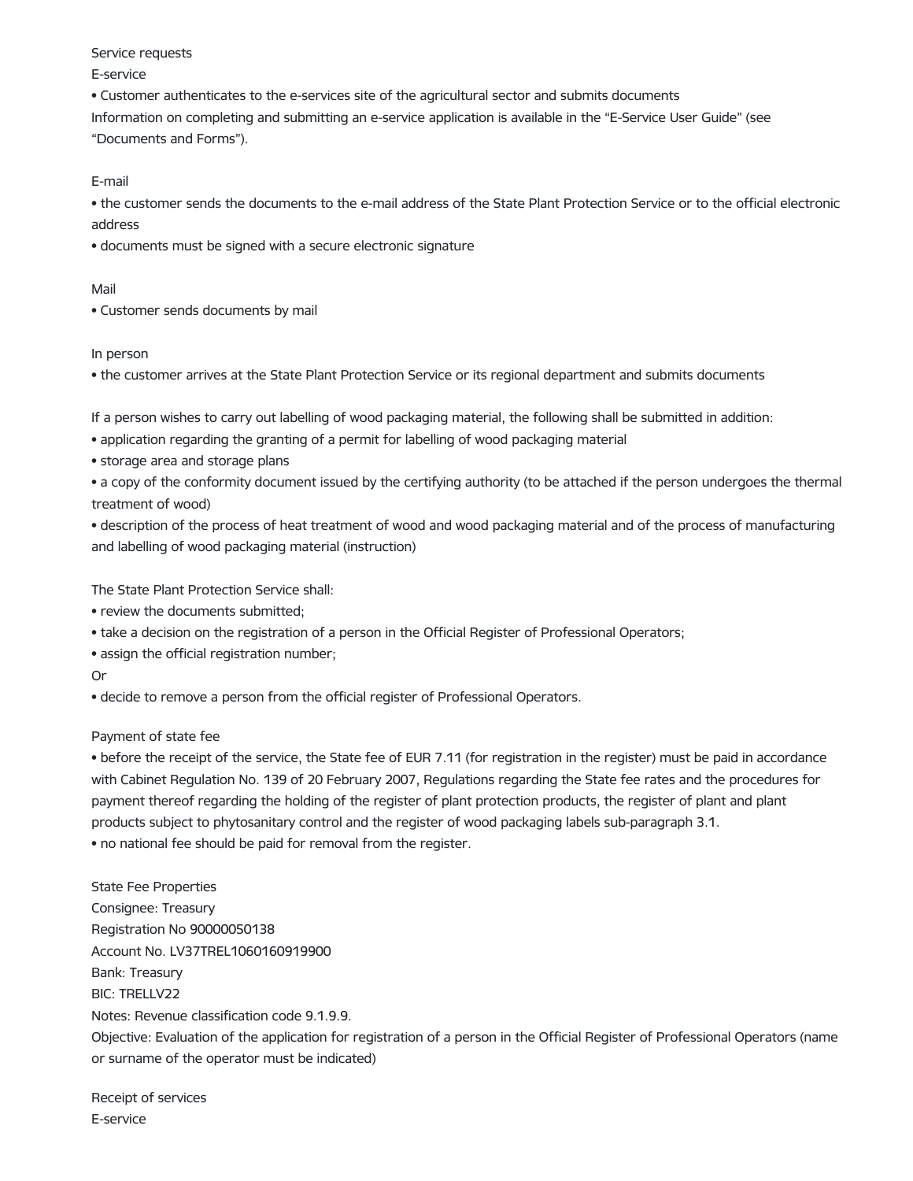Service requests

E-service

- Customer authenticates to the e-services site of the agricultural sector and submits documents

Information on completing and submitting an e-service application is available in the "E-Service User Guide" (see "Documents and Forms").

E-mail

- the customer sends the documents to the e-mail address of the State Plant Protection Service or to the official electronic address
- documents must be signed with a secure electronic signature

Mail

- Customer sends documents by mail

In person

- the customer arrives at the State Plant Protection Service or its regional department and submits documents

If a person wishes to carry out labelling of wood packaging material, the following shall be submitted in addition:

- application regarding the granting of a permit for labelling of wood packaging material
- storage area and storage plans
- a copy of the conformity document issued by the certifying authority (to be attached if the person undergoes the thermal treatment of wood)
- description of the process of heat treatment of wood and wood packaging material and of the process of manufacturing and labelling of wood packaging material (instruction)

The State Plant Protection Service shall:

- review the documents submitted;
- take a decision on the registration of a person in the Official Register of Professional Operators;
- assign the official registration number;

Or

- decide to remove a person from the official register of Professional Operators.

Payment of state fee

- before the receipt of the service, the State fee of EUR 7.11 (for registration in the register) must be paid in accordance with Cabinet Regulation No. 139 of 20 February 2007, Regulations regarding the State fee rates and the procedures for payment thereof regarding the holding of the register of plant protection products, the register of plant and plant products subject to phytosanitary control and the register of wood packaging labels sub-paragraph 3.1.
- no national fee should be paid for removal from the register.

State Fee Properties

Consignee: Treasury

Registration No 90000050138

Account No. LV37TREL1060160919900

Bank: Treasury

BIC: TRELLV22

Notes: Revenue classification code 9.1.9.9.

Objective: Evaluation of the application for registration of a person in the Official Register of Professional Operators (name or surname of the operator must be indicated)

Receipt of services

E-service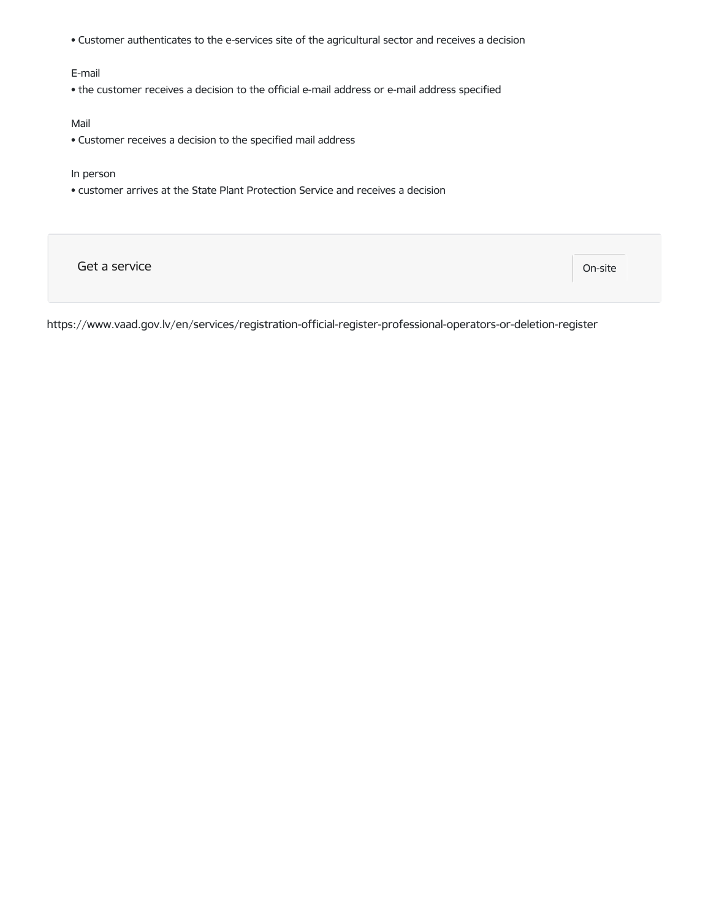- Customer authenticates to the e-services site of the agricultural sector and receives a decision

E-mail

- the customer receives a decision to the official e-mail address or e-mail address specified

Mail

- Customer receives a decision to the specified mail address

In person

- customer arrives at the State Plant Protection Service and receives a decision

Get a service

On-site

https://www.vaad.gov.lv/en/services/registration-official-register-professional-operators-or-deletion-register